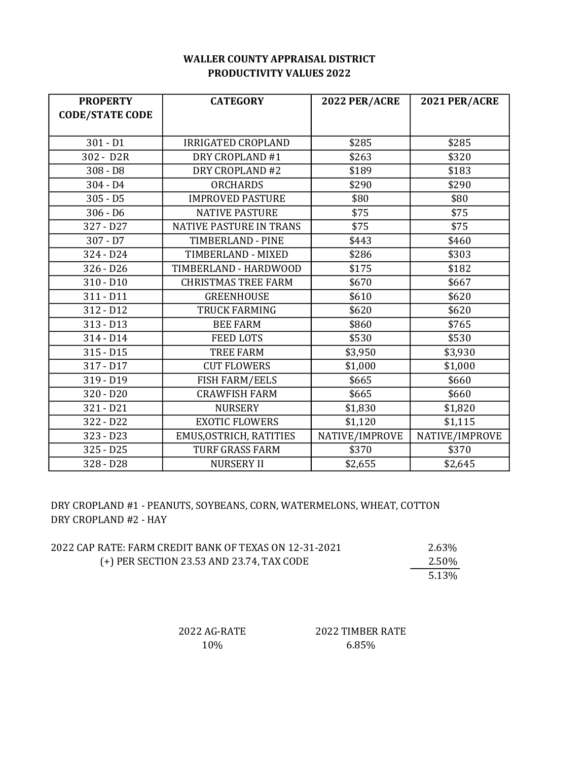# WALLER COUNTY APPRAISAL DISTRICT
## PRODUCTIVITY VALUES 2022

| PROPERTY CODE/STATE CODE | CATEGORY | 2022 PER/ACRE | 2021 PER/ACRE |
|---|---|---|---|
| 301 - D1 | IRRIGATED CROPLAND | $285 | $285 |
| 302 - D2R | DRY CROPLAND #1 | $263 | $320 |
| 308 - D8 | DRY CROPLAND #2 | $189 | $183 |
| 304 - D4 | ORCHARDS | $290 | $290 |
| 305 - D5 | IMPROVED PASTURE | $80 | $80 |
| 306 - D6 | NATIVE PASTURE | $75 | $75 |
| 327 - D27 | NATIVE PASTURE IN TRANS | $75 | $75 |
| 307 - D7 | TIMBERLAND - PINE | $443 | $460 |
| 324 - D24 | TIMBERLAND - MIXED | $286 | $303 |
| 326 - D26 | TIMBERLAND - HARDWOOD | $175 | $182 |
| 310 - D10 | CHRISTMAS TREE FARM | $670 | $667 |
| 311 - D11 | GREENHOUSE | $610 | $620 |
| 312 - D12 | TRUCK FARMING | $620 | $620 |
| 313 - D13 | BEE FARM | $860 | $765 |
| 314 - D14 | FEED LOTS | $530 | $530 |
| 315 - D15 | TREE FARM | $3,950 | $3,930 |
| 317 - D17 | CUT FLOWERS | $1,000 | $1,000 |
| 319 - D19 | FISH FARM/EELS | $665 | $660 |
| 320 - D20 | CRAWFISH FARM | $665 | $660 |
| 321 - D21 | NURSERY | $1,830 | $1,820 |
| 322 - D22 | EXOTIC FLOWERS | $1,120 | $1,115 |
| 323 - D23 | EMUS,OSTRICH, RATITIES | NATIVE/IMPROVE | NATIVE/IMPROVE |
| 325 - D25 | TURF GRASS FARM | $370 | $370 |
| 328 - D28 | NURSERY II | $2,655 | $2,645 |

DRY CROPLAND #1 - PEANUTS, SOYBEANS, CORN, WATERMELONS, WHEAT, COTTON
DRY CROPLAND #2 - HAY

| | |
|---|---|
| 2022 CAP RATE: FARM CREDIT BANK OF TEXAS ON 12-31-2021 | 2.63% |
| (+) PER SECTION 23.53 AND 23.74, TAX CODE | 2.50% |
| | 5.13% |

| 2022 AG-RATE | 2022 TIMBER RATE |
|---|---|
| 10% | 6.85% |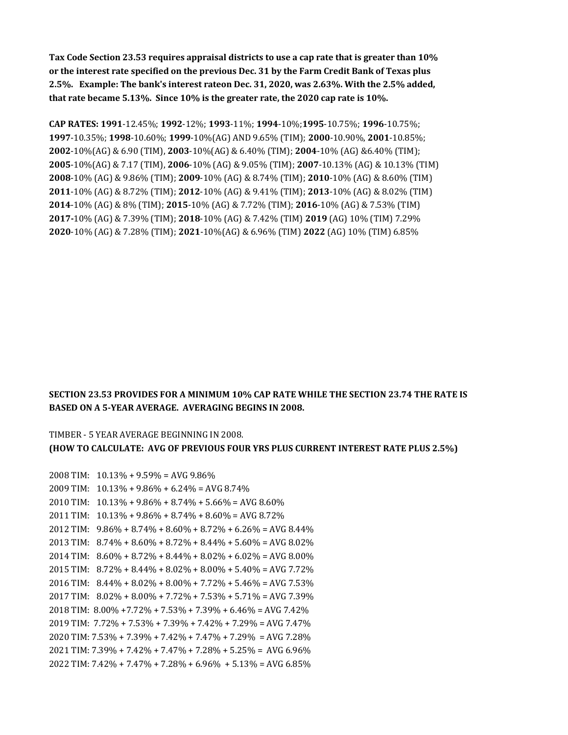**Tax Code Section 23.53 requires appraisal districts to use a cap rate that is greater than 10% or the interest rate specified on the previous Dec. 31 by the Farm Credit Bank of Texas plus 2.5%. Example: The bank's interest rateon Dec. 31, 2020, was 2.63%. With the 2.5% added, that rate became 5.13%. Since 10% is the greater rate, the 2020 cap rate is 10%.**

**CAP RATES: 1991**-12.45%; **1992**-12%; **1993**-11%; **1994**-10%;**1995**-10.75%; **1996**-10.75%; **1997**-10.35%; **1998**-10.60%; **1999**-10%(AG) AND 9.65% (TIM); **2000**-10.90%, **2001**-10.85%; **2002**-10%(AG) & 6.90 (TIM), **2003**-10%(AG) & 6.40% (TIM); **2004**-10% (AG) &6.40% (TIM); **2005**-10%(AG) & 7.17 (TIM), **2006**-10% (AG) & 9.05% (TIM); **2007**-10.13% (AG) & 10.13% (TIM) **2008**-10% (AG) & 9.86% (TIM); **2009**-10% (AG) & 8.74% (TIM); **2010**-10% (AG) & 8.60% (TIM) **2011**-10% (AG) & 8.72% (TIM); **2012**-10% (AG) & 9.41% (TIM); **2013**-10% (AG) & 8.02% (TIM) **2014**-10% (AG) & 8% (TIM); **2015**-10% (AG) & 7.72% (TIM); **2016**-10% (AG) & 7.53% (TIM) **2017**-10% (AG) & 7.39% (TIM); **2018**-10% (AG) & 7.42% (TIM) **2019** (AG) 10% (TIM) 7.29% **2020**-10% (AG) & 7.28% (TIM); **2021**-10%(AG) & 6.96% (TIM) **2022** (AG) 10% (TIM) 6.85%

**SECTION 23.53 PROVIDES FOR A MINIMUM 10% CAP RATE WHILE THE SECTION 23.74 THE RATE IS BASED ON A 5-YEAR AVERAGE. AVERAGING BEGINS IN 2008.**

TIMBER - 5 YEAR AVERAGE BEGINNING IN 2008.

**(HOW TO CALCULATE: AVG OF PREVIOUS FOUR YRS PLUS CURRENT INTEREST RATE PLUS 2.5%)**

2008 TIM: 10.13% + 9.59% = AVG 9.86%
2009 TIM: 10.13% + 9.86% + 6.24% = AVG 8.74%
2010 TIM: 10.13% + 9.86% + 8.74% + 5.66% = AVG 8.60%
2011 TIM: 10.13% + 9.86% + 8.74% + 8.60% = AVG 8.72%
2012 TIM: 9.86% + 8.74% + 8.60% + 8.72% + 6.26% = AVG 8.44%
2013 TIM: 8.74% + 8.60% + 8.72% + 8.44% + 5.60% = AVG 8.02%
2014 TIM: 8.60% + 8.72% + 8.44% + 8.02% + 6.02% = AVG 8.00%
2015 TIM: 8.72% + 8.44% + 8.02% + 8.00% + 5.40% = AVG 7.72%
2016 TIM: 8.44% + 8.02% + 8.00% + 7.72% + 5.46% = AVG 7.53%
2017 TIM: 8.02% + 8.00% + 7.72% + 7.53% + 5.71% = AVG 7.39%
2018 TIM: 8.00% +7.72% + 7.53% + 7.39% + 6.46% = AVG 7.42%
2019 TIM: 7.72% + 7.53% + 7.39% + 7.42% + 7.29% = AVG 7.47%
2020 TIM: 7.53% + 7.39% + 7.42% + 7.47% + 7.29% = AVG 7.28%
2021 TIM: 7.39% + 7.42% + 7.47% + 7.28% + 5.25% = AVG 6.96%
2022 TIM: 7.42% + 7.47% + 7.28% + 6.96% + 5.13% = AVG 6.85%